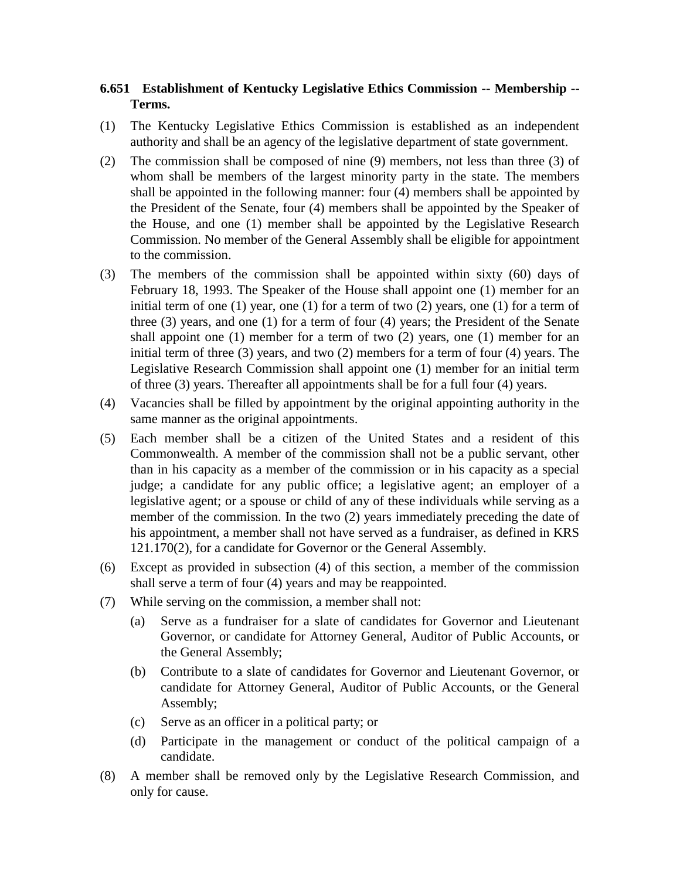**6.651 Establishment of Kentucky Legislative Ethics Commission -- Membership -- Terms.**

(1) The Kentucky Legislative Ethics Commission is established as an independent authority and shall be an agency of the legislative department of state government.

(2) The commission shall be composed of nine (9) members, not less than three (3) of whom shall be members of the largest minority party in the state. The members shall be appointed in the following manner: four (4) members shall be appointed by the President of the Senate, four (4) members shall be appointed by the Speaker of the House, and one (1) member shall be appointed by the Legislative Research Commission. No member of the General Assembly shall be eligible for appointment to the commission.

(3) The members of the commission shall be appointed within sixty (60) days of February 18, 1993. The Speaker of the House shall appoint one (1) member for an initial term of one (1) year, one (1) for a term of two (2) years, one (1) for a term of three (3) years, and one (1) for a term of four (4) years; the President of the Senate shall appoint one (1) member for a term of two (2) years, one (1) member for an initial term of three (3) years, and two (2) members for a term of four (4) years. The Legislative Research Commission shall appoint one (1) member for an initial term of three (3) years. Thereafter all appointments shall be for a full four (4) years.

(4) Vacancies shall be filled by appointment by the original appointing authority in the same manner as the original appointments.

(5) Each member shall be a citizen of the United States and a resident of this Commonwealth. A member of the commission shall not be a public servant, other than in his capacity as a member of the commission or in his capacity as a special judge; a candidate for any public office; a legislative agent; an employer of a legislative agent; or a spouse or child of any of these individuals while serving as a member of the commission. In the two (2) years immediately preceding the date of his appointment, a member shall not have served as a fundraiser, as defined in KRS 121.170(2), for a candidate for Governor or the General Assembly.

(6) Except as provided in subsection (4) of this section, a member of the commission shall serve a term of four (4) years and may be reappointed.

(7) While serving on the commission, a member shall not:

   (a) Serve as a fundraiser for a slate of candidates for Governor and Lieutenant Governor, or candidate for Attorney General, Auditor of Public Accounts, or the General Assembly;

   (b) Contribute to a slate of candidates for Governor and Lieutenant Governor, or candidate for Attorney General, Auditor of Public Accounts, or the General Assembly;

   (c) Serve as an officer in a political party; or

   (d) Participate in the management or conduct of the political campaign of a candidate.

(8) A member shall be removed only by the Legislative Research Commission, and only for cause.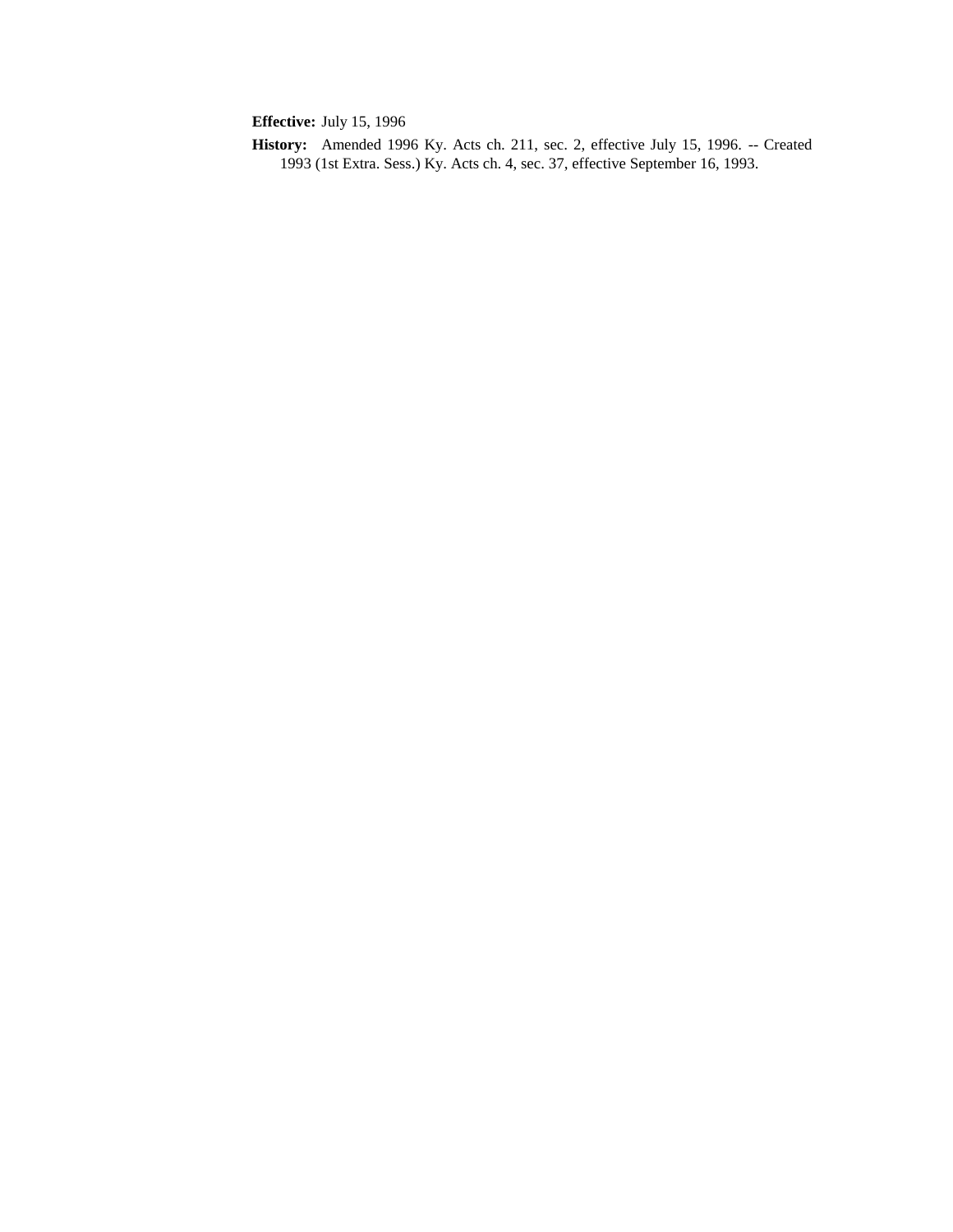**Effective:** July 15, 1996

**History:** Amended 1996 Ky. Acts ch. 211, sec. 2, effective July 15, 1996. -- Created 1993 (1st Extra. Sess.) Ky. Acts ch. 4, sec. 37, effective September 16, 1993.